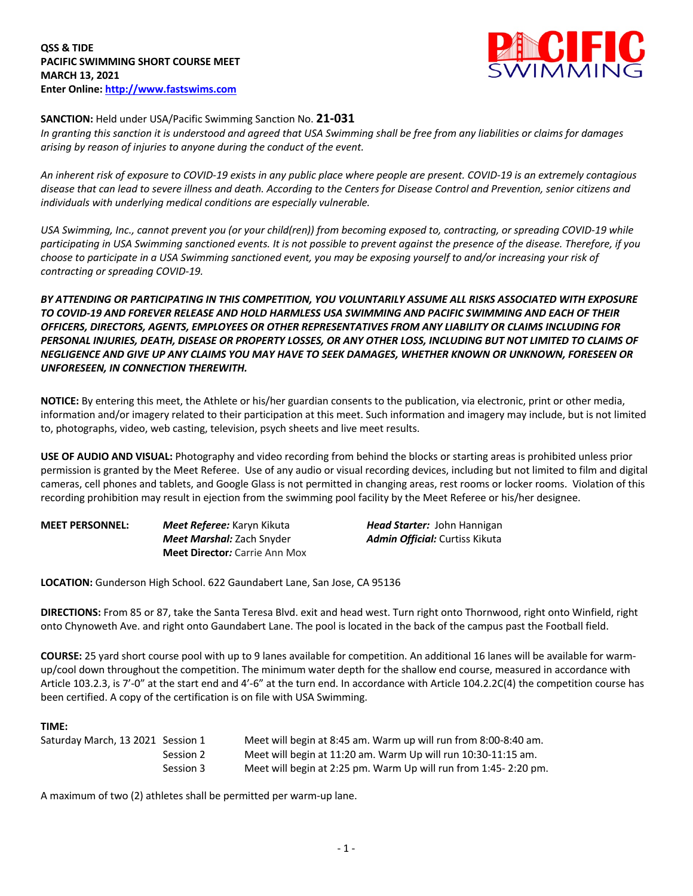**QSS & TIDE**
**PACIFIC SWIMMING SHORT COURSE MEET**
**MARCH 13, 2021**
**Enter Online: http://www.fastswims.com**

**SANCTION:** Held under USA/Pacific Swimming Sanction No. **21-031**
*In granting this sanction it is understood and agreed that USA Swimming shall be free from any liabilities or claims for damages arising by reason of injuries to anyone during the conduct of the event.*

*An inherent risk of exposure to COVID-19 exists in any public place where people are present. COVID-19 is an extremely contagious disease that can lead to severe illness and death. According to the Centers for Disease Control and Prevention, senior citizens and individuals with underlying medical conditions are especially vulnerable.*

*USA Swimming, Inc., cannot prevent you (or your child(ren)) from becoming exposed to, contracting, or spreading COVID-19 while participating in USA Swimming sanctioned events. It is not possible to prevent against the presence of the disease. Therefore, if you choose to participate in a USA Swimming sanctioned event, you may be exposing yourself to and/or increasing your risk of contracting or spreading COVID-19.*

***BY ATTENDING OR PARTICIPATING IN THIS COMPETITION, YOU VOLUNTARILY ASSUME ALL RISKS ASSOCIATED WITH EXPOSURE TO COVID-19 AND FOREVER RELEASE AND HOLD HARMLESS USA SWIMMING AND PACIFIC SWIMMING AND EACH OF THEIR OFFICERS, DIRECTORS, AGENTS, EMPLOYEES OR OTHER REPRESENTATIVES FROM ANY LIABILITY OR CLAIMS INCLUDING FOR PERSONAL INJURIES, DEATH, DISEASE OR PROPERTY LOSSES, OR ANY OTHER LOSS, INCLUDING BUT NOT LIMITED TO CLAIMS OF NEGLIGENCE AND GIVE UP ANY CLAIMS YOU MAY HAVE TO SEEK DAMAGES, WHETHER KNOWN OR UNKNOWN, FORESEEN OR UNFORESEEN, IN CONNECTION THEREWITH.***

**NOTICE:** By entering this meet, the Athlete or his/her guardian consents to the publication, via electronic, print or other media, information and/or imagery related to their participation at this meet. Such information and imagery may include, but is not limited to, photographs, video, web casting, television, psych sheets and live meet results.

**USE OF AUDIO AND VISUAL:** Photography and video recording from behind the blocks or starting areas is prohibited unless prior permission is granted by the Meet Referee. Use of any audio or visual recording devices, including but not limited to film and digital cameras, cell phones and tablets, and Google Glass is not permitted in changing areas, rest rooms or locker rooms. Violation of this recording prohibition may result in ejection from the swimming pool facility by the Meet Referee or his/her designee.

**MEET PERSONNEL:**
***Meet Referee:*** Karyn Kikuta
***Meet Marshal:*** Zach Snyder
**Meet Director*:*** Carrie Ann Mox
***Head Starter:*** John Hannigan
***Admin Official:*** Curtiss Kikuta

**LOCATION:** Gunderson High School. 622 Gaundabert Lane, San Jose, CA 95136

**DIRECTIONS:** From 85 or 87, take the Santa Teresa Blvd. exit and head west. Turn right onto Thornwood, right onto Winfield, right onto Chynoweth Ave. and right onto Gaundabert Lane. The pool is located in the back of the campus past the Football field.

**COURSE:** 25 yard short course pool with up to 9 lanes available for competition. An additional 16 lanes will be available for warm-up/cool down throughout the competition. The minimum water depth for the shallow end course, measured in accordance with Article 103.2.3, is 7'-0" at the start end and 4'-6" at the turn end. In accordance with Article 104.2.2C(4) the competition course has been certified. A copy of the certification is on file with USA Swimming.

**TIME:**

| | | |
|---|---|---|
| Saturday March, 13 2021 | Session 1 | Meet will begin at 8:45 am. Warm up will run from 8:00-8:40 am. |
| | Session 2 | Meet will begin at 11:20 am. Warm Up will run 10:30-11:15 am. |
| | Session 3 | Meet will begin at 2:25 pm. Warm Up will run from 1:45- 2:20 pm. |

A maximum of two (2) athletes shall be permitted per warm-up lane.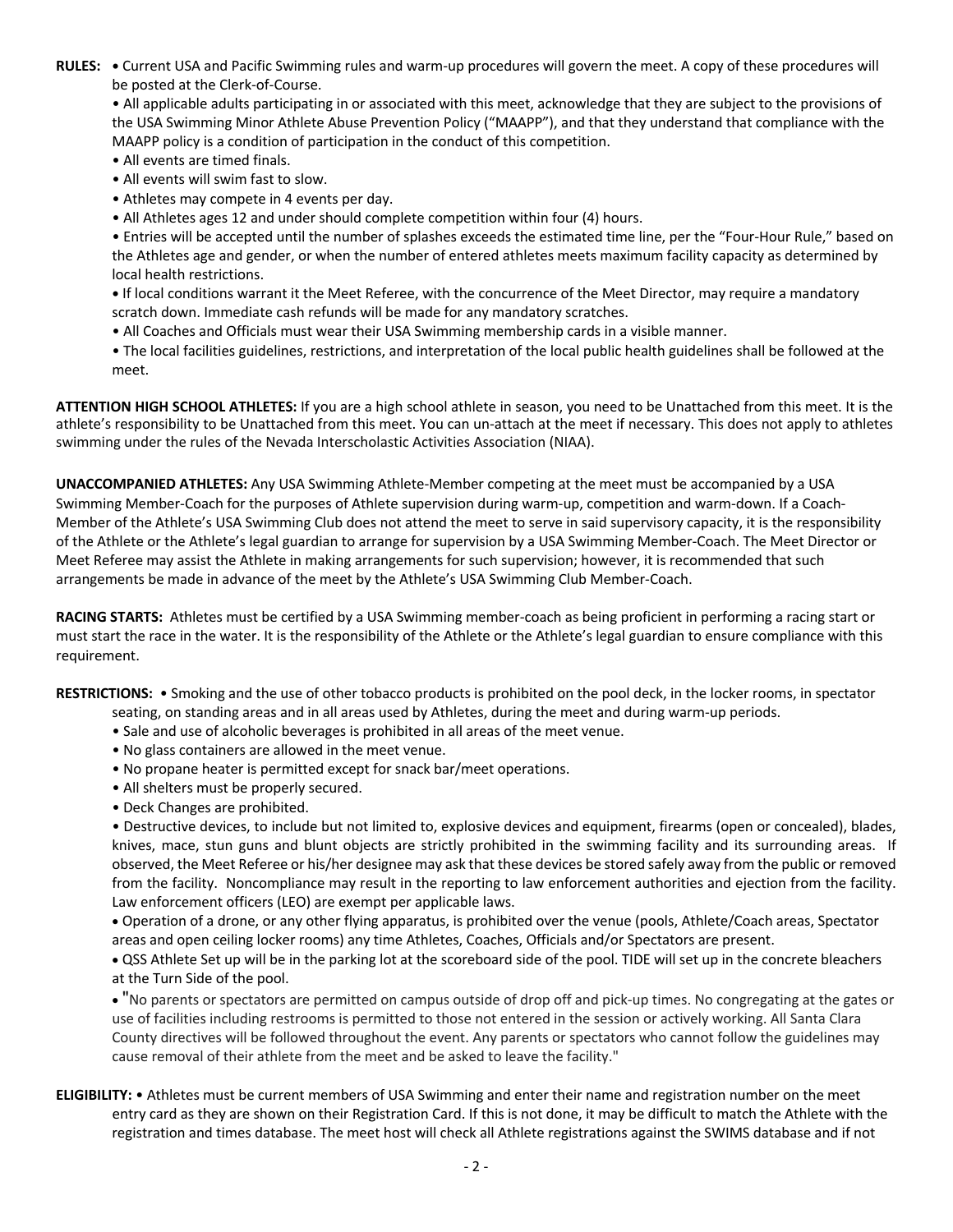**RULES:** • Current USA and Pacific Swimming rules and warm-up procedures will govern the meet. A copy of these procedures will be posted at the Clerk-of-Course.

- All applicable adults participating in or associated with this meet, acknowledge that they are subject to the provisions of the USA Swimming Minor Athlete Abuse Prevention Policy ("MAAPP"), and that they understand that compliance with the MAAPP policy is a condition of participation in the conduct of this competition.
- All events are timed finals.
- All events will swim fast to slow.
- Athletes may compete in 4 events per day.
- All Athletes ages 12 and under should complete competition within four (4) hours.
- Entries will be accepted until the number of splashes exceeds the estimated time line, per the "Four-Hour Rule," based on the Athletes age and gender, or when the number of entered athletes meets maximum facility capacity as determined by local health restrictions.
- If local conditions warrant it the Meet Referee, with the concurrence of the Meet Director, may require a mandatory scratch down. Immediate cash refunds will be made for any mandatory scratches.
- All Coaches and Officials must wear their USA Swimming membership cards in a visible manner.
- The local facilities guidelines, restrictions, and interpretation of the local public health guidelines shall be followed at the meet.

**ATTENTION HIGH SCHOOL ATHLETES:** If you are a high school athlete in season, you need to be Unattached from this meet. It is the athlete's responsibility to be Unattached from this meet. You can un-attach at the meet if necessary. This does not apply to athletes swimming under the rules of the Nevada Interscholastic Activities Association (NIAA).

**UNACCOMPANIED ATHLETES:** Any USA Swimming Athlete-Member competing at the meet must be accompanied by a USA Swimming Member-Coach for the purposes of Athlete supervision during warm-up, competition and warm-down. If a Coach-Member of the Athlete's USA Swimming Club does not attend the meet to serve in said supervisory capacity, it is the responsibility of the Athlete or the Athlete's legal guardian to arrange for supervision by a USA Swimming Member-Coach. The Meet Director or Meet Referee may assist the Athlete in making arrangements for such supervision; however, it is recommended that such arrangements be made in advance of the meet by the Athlete's USA Swimming Club Member-Coach.

**RACING STARTS:** Athletes must be certified by a USA Swimming member-coach as being proficient in performing a racing start or must start the race in the water. It is the responsibility of the Athlete or the Athlete's legal guardian to ensure compliance with this requirement.

**RESTRICTIONS:** • Smoking and the use of other tobacco products is prohibited on the pool deck, in the locker rooms, in spectator seating, on standing areas and in all areas used by Athletes, during the meet and during warm-up periods.

- Sale and use of alcoholic beverages is prohibited in all areas of the meet venue.
- No glass containers are allowed in the meet venue.
- No propane heater is permitted except for snack bar/meet operations.
- All shelters must be properly secured.
- Deck Changes are prohibited.
- Destructive devices, to include but not limited to, explosive devices and equipment, firearms (open or concealed), blades, knives, mace, stun guns and blunt objects are strictly prohibited in the swimming facility and its surrounding areas. If observed, the Meet Referee or his/her designee may ask that these devices be stored safely away from the public or removed from the facility. Noncompliance may result in the reporting to law enforcement authorities and ejection from the facility. Law enforcement officers (LEO) are exempt per applicable laws.
- Operation of a drone, or any other flying apparatus, is prohibited over the venue (pools, Athlete/Coach areas, Spectator areas and open ceiling locker rooms) any time Athletes, Coaches, Officials and/or Spectators are present.
- QSS Athlete Set up will be in the parking lot at the scoreboard side of the pool. TIDE will set up in the concrete bleachers at the Turn Side of the pool.
- "No parents or spectators are permitted on campus outside of drop off and pick-up times. No congregating at the gates or use of facilities including restrooms is permitted to those not entered in the session or actively working. All Santa Clara County directives will be followed throughout the event. Any parents or spectators who cannot follow the guidelines may cause removal of their athlete from the meet and be asked to leave the facility."

**ELIGIBILITY:** • Athletes must be current members of USA Swimming and enter their name and registration number on the meet entry card as they are shown on their Registration Card. If this is not done, it may be difficult to match the Athlete with the registration and times database. The meet host will check all Athlete registrations against the SWIMS database and if not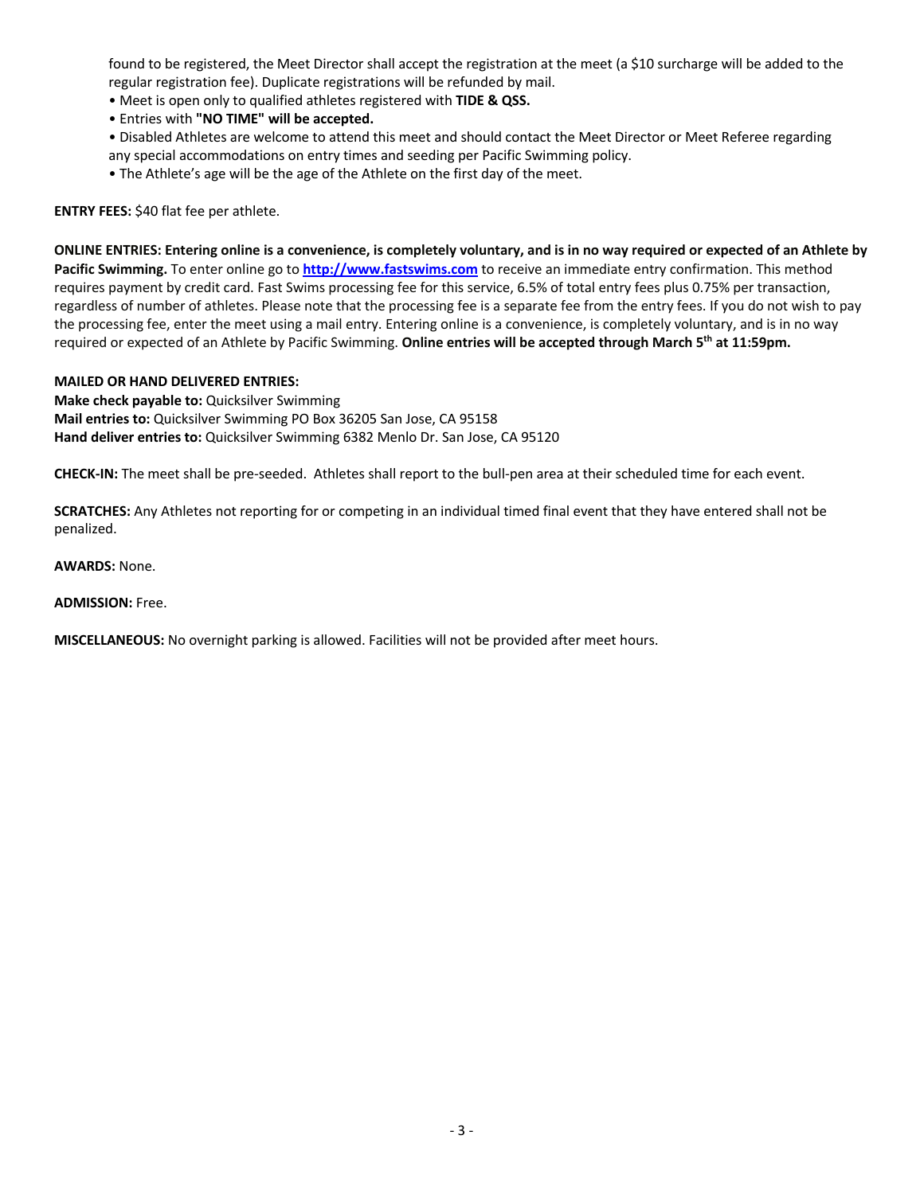found to be registered, the Meet Director shall accept the registration at the meet (a $10 surcharge will be added to the regular registration fee). Duplicate registrations will be refunded by mail.
• Meet is open only to qualified athletes registered with **TIDE & QSS.**
• Entries with **"NO TIME" will be accepted.**
• Disabled Athletes are welcome to attend this meet and should contact the Meet Director or Meet Referee regarding any special accommodations on entry times and seeding per Pacific Swimming policy.
• The Athlete's age will be the age of the Athlete on the first day of the meet.

**ENTRY FEES:** $40 flat fee per athlete.

**ONLINE ENTRIES: Entering online is a convenience, is completely voluntary, and is in no way required or expected of an Athlete by Pacific Swimming.** To enter online go to **[http://www.fastswims.com](http://www.fastswims.com)** to receive an immediate entry confirmation. This method requires payment by credit card. Fast Swims processing fee for this service, 6.5% of total entry fees plus 0.75% per transaction, regardless of number of athletes. Please note that the processing fee is a separate fee from the entry fees. If you do not wish to pay the processing fee, enter the meet using a mail entry. Entering online is a convenience, is completely voluntary, and is in no way required or expected of an Athlete by Pacific Swimming. **Online entries will be accepted through March 5th at 11:59pm.**

**MAILED OR HAND DELIVERED ENTRIES:**
**Make check payable to:** Quicksilver Swimming
**Mail entries to:** Quicksilver Swimming PO Box 36205 San Jose, CA 95158
**Hand deliver entries to:** Quicksilver Swimming 6382 Menlo Dr. San Jose, CA 95120

**CHECK-IN:** The meet shall be pre-seeded. Athletes shall report to the bull-pen area at their scheduled time for each event.

**SCRATCHES:** Any Athletes not reporting for or competing in an individual timed final event that they have entered shall not be penalized.

**AWARDS:** None.

**ADMISSION:** Free.

**MISCELLANEOUS:** No overnight parking is allowed. Facilities will not be provided after meet hours.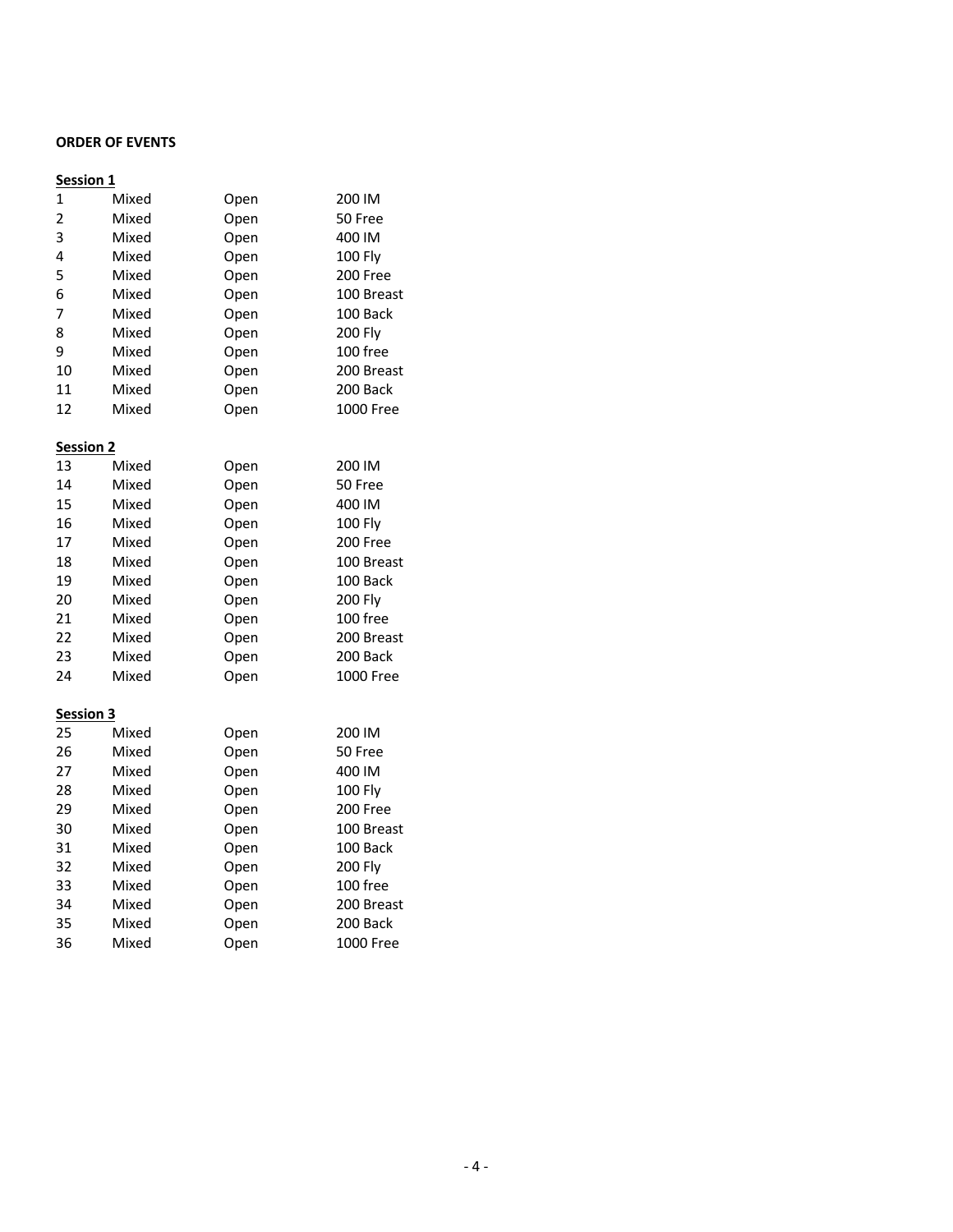**ORDER OF EVENTS**

**Session 1**

| | | | |
|---|---|---|---|
| 1 | Mixed | Open | 200 IM |
| 2 | Mixed | Open | 50 Free |
| 3 | Mixed | Open | 400 IM |
| 4 | Mixed | Open | 100 Fly |
| 5 | Mixed | Open | 200 Free |
| 6 | Mixed | Open | 100 Breast |
| 7 | Mixed | Open | 100 Back |
| 8 | Mixed | Open | 200 Fly |
| 9 | Mixed | Open | 100 free |
| 10 | Mixed | Open | 200 Breast |
| 11 | Mixed | Open | 200 Back |
| 12 | Mixed | Open | 1000 Free |

**Session 2**

| | | | |
|---|---|---|---|
| 13 | Mixed | Open | 200 IM |
| 14 | Mixed | Open | 50 Free |
| 15 | Mixed | Open | 400 IM |
| 16 | Mixed | Open | 100 Fly |
| 17 | Mixed | Open | 200 Free |
| 18 | Mixed | Open | 100 Breast |
| 19 | Mixed | Open | 100 Back |
| 20 | Mixed | Open | 200 Fly |
| 21 | Mixed | Open | 100 free |
| 22 | Mixed | Open | 200 Breast |
| 23 | Mixed | Open | 200 Back |
| 24 | Mixed | Open | 1000 Free |

**Session 3**

| | | | |
|---|---|---|---|
| 25 | Mixed | Open | 200 IM |
| 26 | Mixed | Open | 50 Free |
| 27 | Mixed | Open | 400 IM |
| 28 | Mixed | Open | 100 Fly |
| 29 | Mixed | Open | 200 Free |
| 30 | Mixed | Open | 100 Breast |
| 31 | Mixed | Open | 100 Back |
| 32 | Mixed | Open | 200 Fly |
| 33 | Mixed | Open | 100 free |
| 34 | Mixed | Open | 200 Breast |
| 35 | Mixed | Open | 200 Back |
| 36 | Mixed | Open | 1000 Free |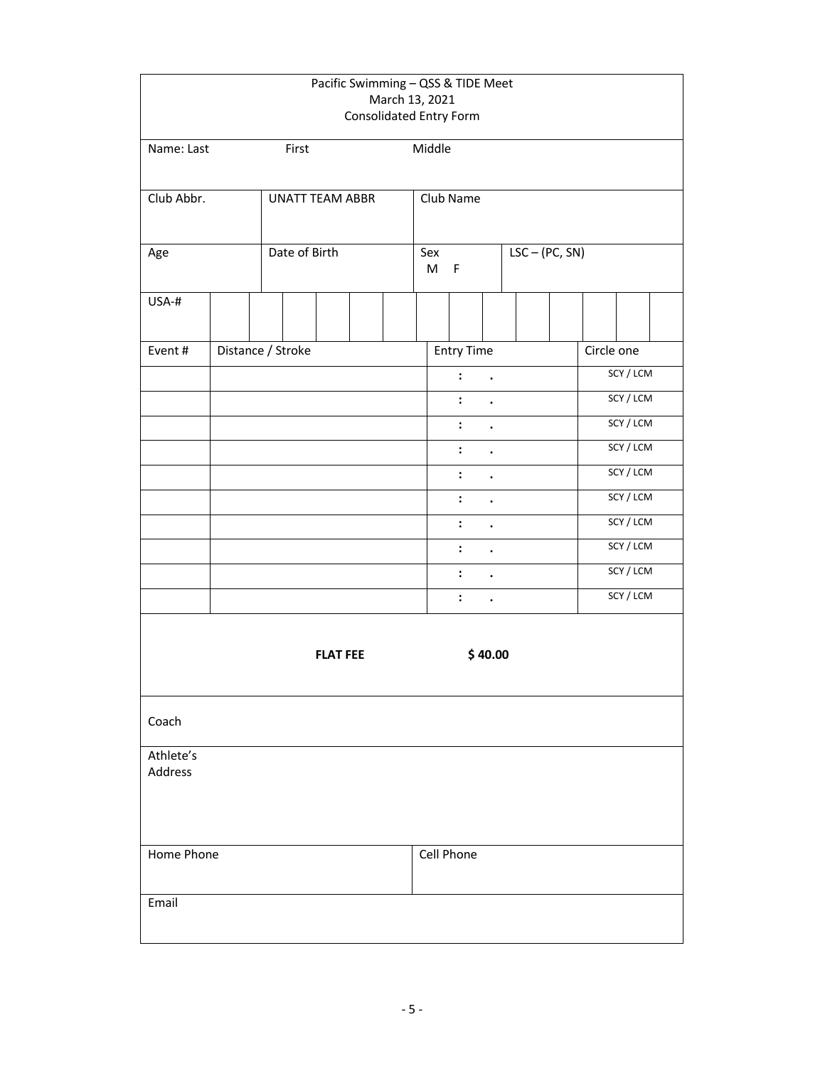Pacific Swimming – QSS & TIDE Meet
March 13, 2021
Consolidated Entry Form

| | | | |
|---|---|---|---|
| Name: Last | First | Middle | |
| Club Abbr. | UNATT TEAM ABBR | Club Name | |
| Age | Date of Birth | Sex<br>M F | LSC – (PC, SN) |

| | | | | | | | | | | | | | | |
|---|---|---|---|---|---|---|---|---|---|---|---|---|---|---|
| USA-# | | | | | | | | | | | | | | |

| Event # | Distance / Stroke | Entry Time | Circle one |
|---|---|---|---|
| | | : . | SCY / LCM |
| | | : . | SCY / LCM |
| | | : . | SCY / LCM |
| | | : . | SCY / LCM |
| | | : . | SCY / LCM |
| | | : . | SCY / LCM |
| | | : . | SCY / LCM |
| | | : . | SCY / LCM |
| | | : . | SCY / LCM |
| | | : . | SCY / LCM |

**FLAT FEE** **$ 40.00**

| | |
|---|---|
| Coach | |
| Athlete's Address | |
| Home Phone | Cell Phone |
| Email | |